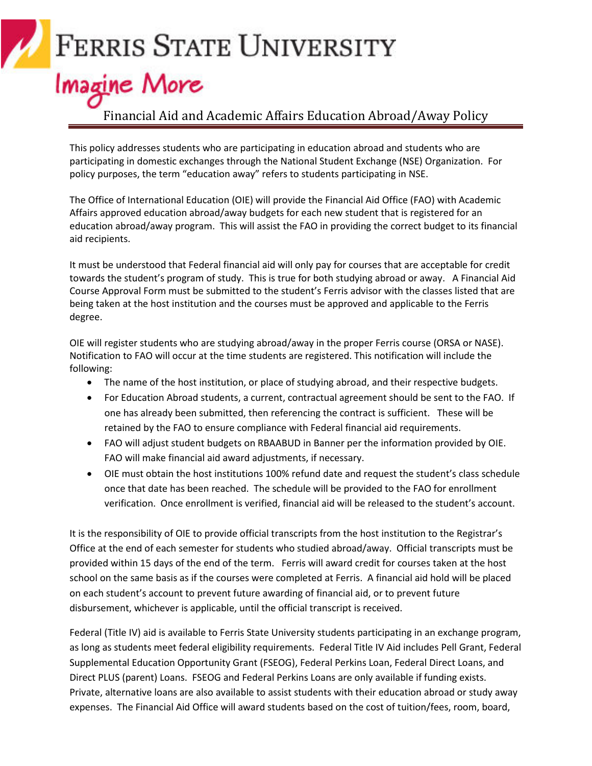# Ferris State University

## Imagine More

## Financial Aid and Academic Affairs Education Abroad/Away Policy

This policy addresses students who are participating in education abroad and students who are participating in domestic exchanges through the National Student Exchange (NSE) Organization. For policy purposes, the term "education away" refers to students participating in NSE.

The Office of International Education (OIE) will provide the Financial Aid Office (FAO) with Academic Affairs approved education abroad/away budgets for each new student that is registered for an education abroad/away program. This will assist the FAO in providing the correct budget to its financial aid recipients.

It must be understood that Federal financial aid will only pay for courses that are acceptable for credit towards the student's program of study. This is true for both studying abroad or away. A Financial Aid Course Approval Form must be submitted to the student's Ferris advisor with the classes listed that are being taken at the host institution and the courses must be approved and applicable to the Ferris degree.

OIE will register students who are studying abroad/away in the proper Ferris course (ORSA or NASE). Notification to FAO will occur at the time students are registered. This notification will include the following:

- The name of the host institution, or place of studying abroad, and their respective budgets.
- For Education Abroad students, a current, contractual agreement should be sent to the FAO. If one has already been submitted, then referencing the contract is sufficient. These will be retained by the FAO to ensure compliance with Federal financial aid requirements.
- FAO will adjust student budgets on RBAABUD in Banner per the information provided by OIE. FAO will make financial aid award adjustments, if necessary.
- OIE must obtain the host institutions 100% refund date and request the student's class schedule once that date has been reached. The schedule will be provided to the FAO for enrollment verification. Once enrollment is verified, financial aid will be released to the student's account.

It is the responsibility of OIE to provide official transcripts from the host institution to the Registrar's Office at the end of each semester for students who studied abroad/away. Official transcripts must be provided within 15 days of the end of the term. Ferris will award credit for courses taken at the host school on the same basis as if the courses were completed at Ferris. A financial aid hold will be placed on each student's account to prevent future awarding of financial aid, or to prevent future disbursement, whichever is applicable, until the official transcript is received.

Federal (Title IV) aid is available to Ferris State University students participating in an exchange program, as long as students meet federal eligibility requirements. Federal Title IV Aid includes Pell Grant, Federal Supplemental Education Opportunity Grant (FSEOG), Federal Perkins Loan, Federal Direct Loans, and Direct PLUS (parent) Loans. FSEOG and Federal Perkins Loans are only available if funding exists. Private, alternative loans are also available to assist students with their education abroad or study away expenses. The Financial Aid Office will award students based on the cost of tuition/fees, room, board,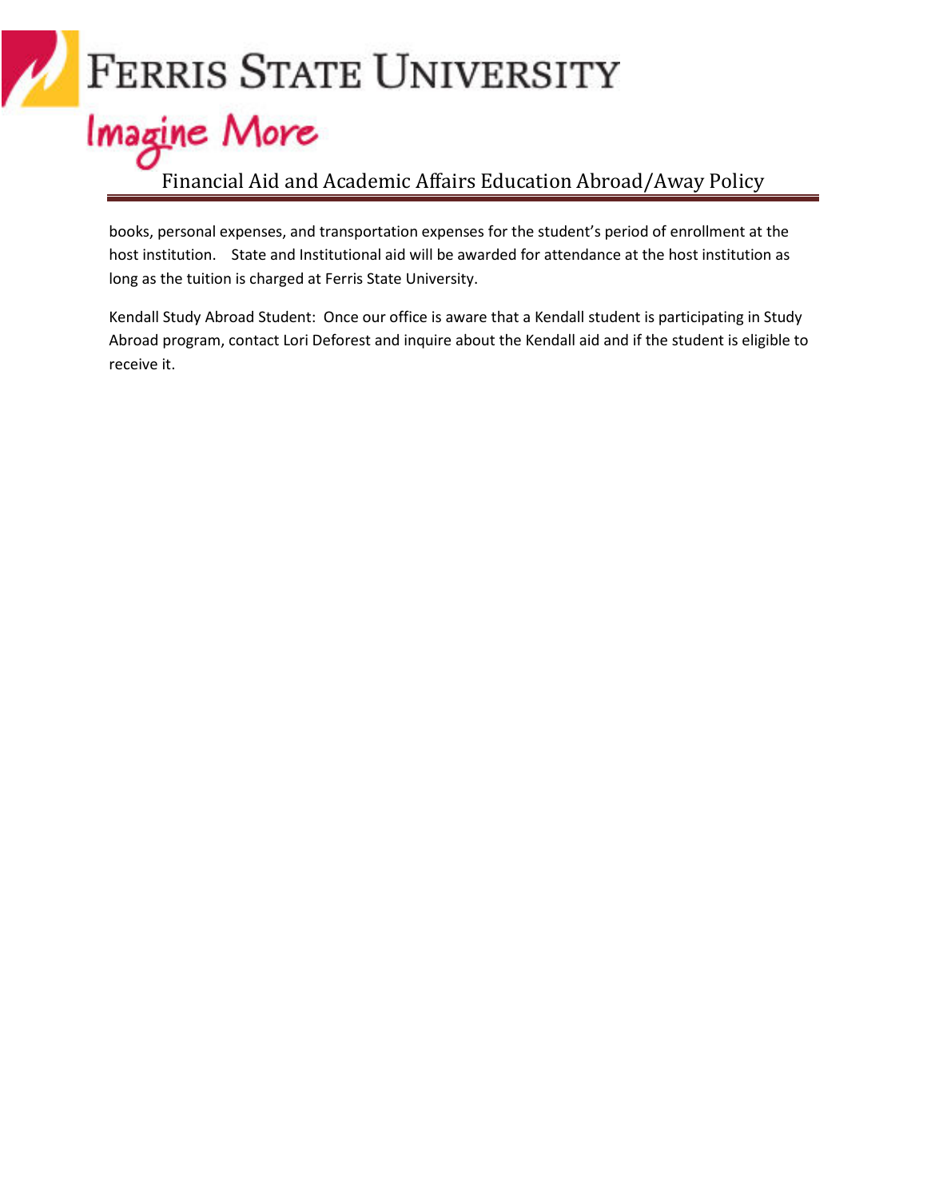books, personal expenses, and transportation expenses for the student's period of enrollment at the host institution. State and Institutional aid will be awarded for attendance at the host institution as long as the tuition is charged at Ferris State University.

Kendall Study Abroad Student: Once our office is aware that a Kendall student is participating in Study Abroad program, contact Lori Deforest and inquire about the Kendall aid and if the student is eligible to receive it.